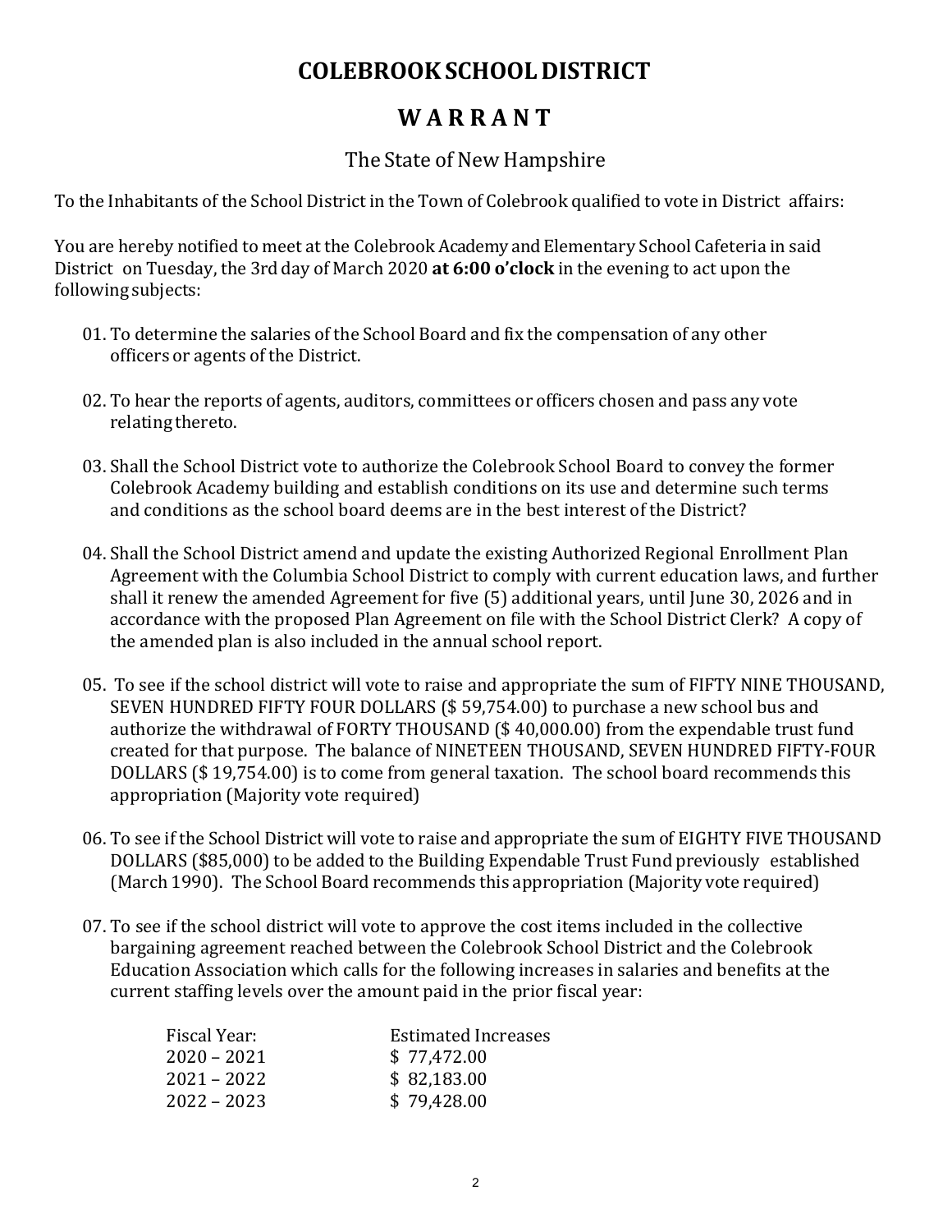# COLEBROOK SCHOOL DISTRICT

# W A R R A N T

## The State of New Hampshire

To the Inhabitants of the School District in the Town of Colebrook qualified to vote in District affairs:

You are hereby notified to meet at the Colebrook Academy and Elementary School Cafeteria in said District on Tuesday, the 3rd day of March 2020 **at 6:00 o'clock** in the evening to act upon the following subjects:

01. To determine the salaries of the School Board and fix the compensation of any other officers or agents of the District.

02. To hear the reports of agents, auditors, committees or officers chosen and pass any vote relating thereto.

03. Shall the School District vote to authorize the Colebrook School Board to convey the former Colebrook Academy building and establish conditions on its use and determine such terms and conditions as the school board deems are in the best interest of the District?

04. Shall the School District amend and update the existing Authorized Regional Enrollment Plan Agreement with the Columbia School District to comply with current education laws, and further shall it renew the amended Agreement for five (5) additional years, until June 30, 2026 and in accordance with the proposed Plan Agreement on file with the School District Clerk? A copy of the amended plan is also included in the annual school report.

05. To see if the school district will vote to raise and appropriate the sum of FIFTY NINE THOUSAND, SEVEN HUNDRED FIFTY FOUR DOLLARS ($ 59,754.00) to purchase a new school bus and authorize the withdrawal of FORTY THOUSAND ($ 40,000.00) from the expendable trust fund created for that purpose. The balance of NINETEEN THOUSAND, SEVEN HUNDRED FIFTY-FOUR DOLLARS ($ 19,754.00) is to come from general taxation. The school board recommends this appropriation (Majority vote required)

06. To see if the School District will vote to raise and appropriate the sum of EIGHTY FIVE THOUSAND DOLLARS ($85,000) to be added to the Building Expendable Trust Fund previously established (March 1990). The School Board recommends this appropriation (Majority vote required)

07. To see if the school district will vote to approve the cost items included in the collective bargaining agreement reached between the Colebrook School District and the Colebrook Education Association which calls for the following increases in salaries and benefits at the current staffing levels over the amount paid in the prior fiscal year:

| Fiscal Year: | Estimated Increases |
|---|---|
| 2020 – 2021 | $ 77,472.00 |
| 2021 – 2022 | $ 82,183.00 |
| 2022 – 2023 | $ 79,428.00 |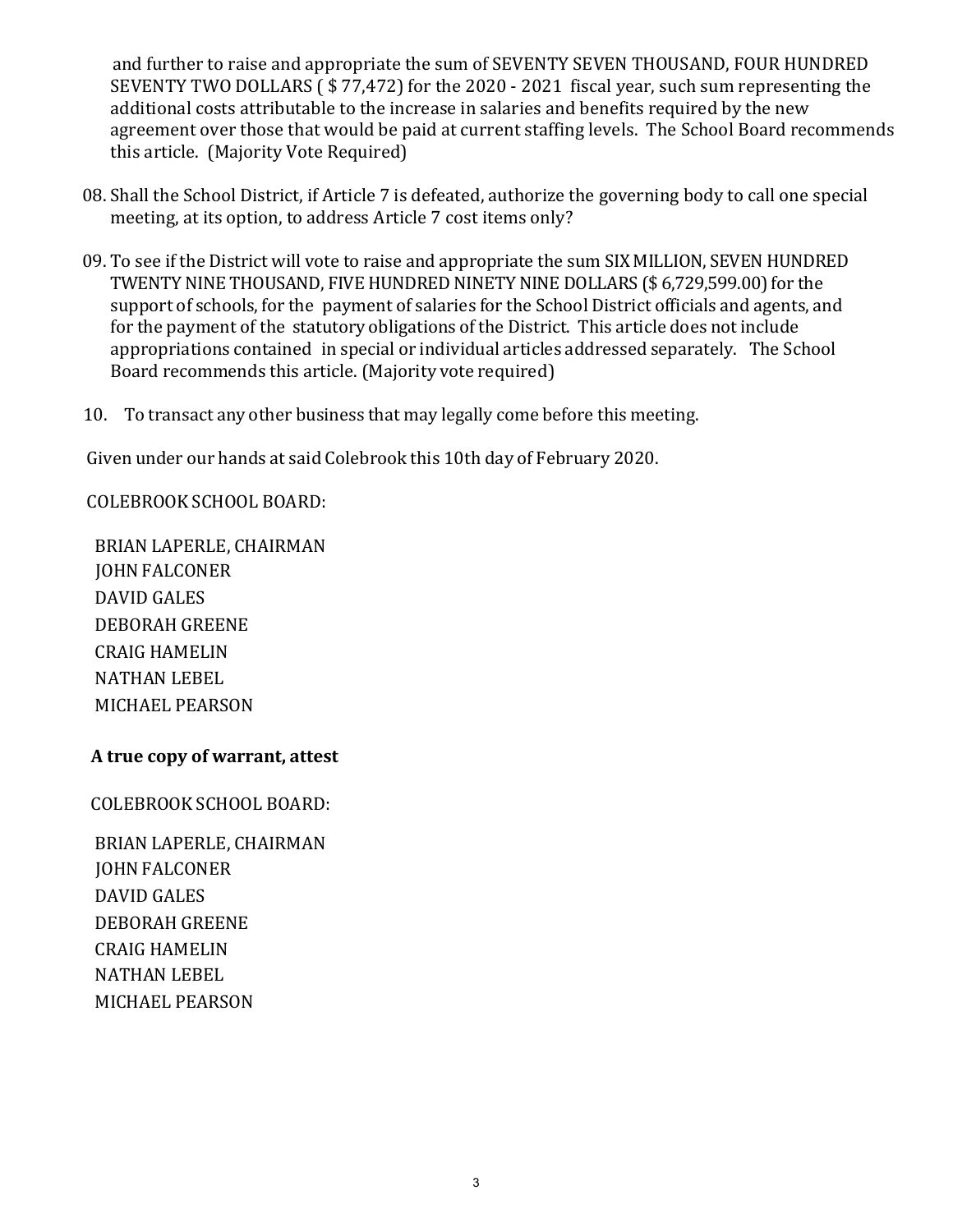and further to raise and appropriate the sum of SEVENTY SEVEN THOUSAND, FOUR HUNDRED SEVENTY TWO DOLLARS ( $ 77,472) for the 2020 - 2021 fiscal year, such sum representing the additional costs attributable to the increase in salaries and benefits required by the new agreement over those that would be paid at current staffing levels. The School Board recommends this article. (Majority Vote Required)

08. Shall the School District, if Article 7 is defeated, authorize the governing body to call one special meeting, at its option, to address Article 7 cost items only?

09. To see if the District will vote to raise and appropriate the sum SIX MILLION, SEVEN HUNDRED TWENTY NINE THOUSAND, FIVE HUNDRED NINETY NINE DOLLARS ($ 6,729,599.00) for the support of schools, for the payment of salaries for the School District officials and agents, and for the payment of the statutory obligations of the District. This article does not include appropriations contained in special or individual articles addressed separately. The School Board recommends this article. (Majority vote required)

10. To transact any other business that may legally come before this meeting.

Given under our hands at said Colebrook this 10th day of February 2020.

COLEBROOK SCHOOL BOARD:

BRIAN LAPERLE, CHAIRMAN
JOHN FALCONER
DAVID GALES
DEBORAH GREENE
CRAIG HAMELIN
NATHAN LEBEL
MICHAEL PEARSON

**A true copy of warrant, attest**

COLEBROOK SCHOOL BOARD:

BRIAN LAPERLE, CHAIRMAN
JOHN FALCONER
DAVID GALES
DEBORAH GREENE
CRAIG HAMELIN
NATHAN LEBEL
MICHAEL PEARSON